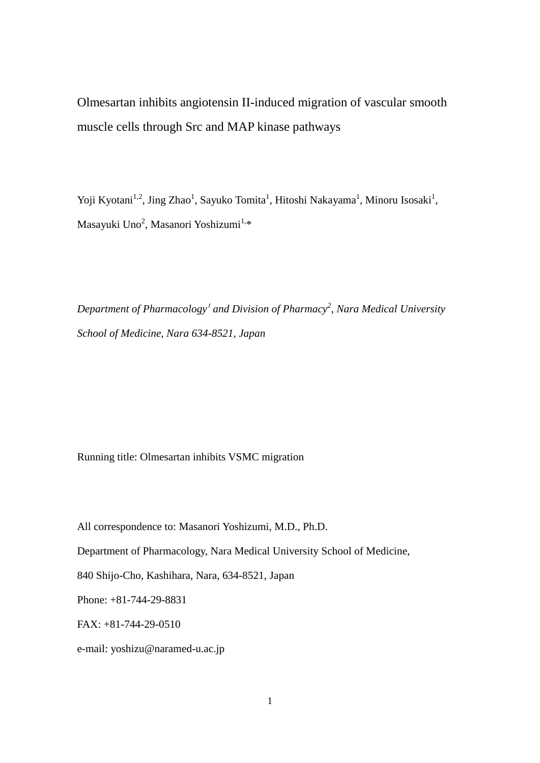# Olmesartan inhibits angiotensin II-induced migration of vascular smooth muscle cells through Src and MAP kinase pathways

Yoji Kyotani[1,2], Jing Zhao[1], Sayuko Tomita[1], Hitoshi Nakayama[1], Minoru Isosaki[1], Masayuki Uno[2], Masanori Yoshizumi[1,*]

*Department of Pharmacology[1] and Division of Pharmacy[2], Nara Medical University School of Medicine, Nara 634-8521, Japan*

Running title: Olmesartan inhibits VSMC migration

All correspondence to: Masanori Yoshizumi, M.D., Ph.D.

Department of Pharmacology, Nara Medical University School of Medicine,

840 Shijo-Cho, Kashihara, Nara, 634-8521, Japan

Phone: +81-744-29-8831

FAX: +81-744-29-0510

e-mail: yoshizu@naramed-u.ac.jp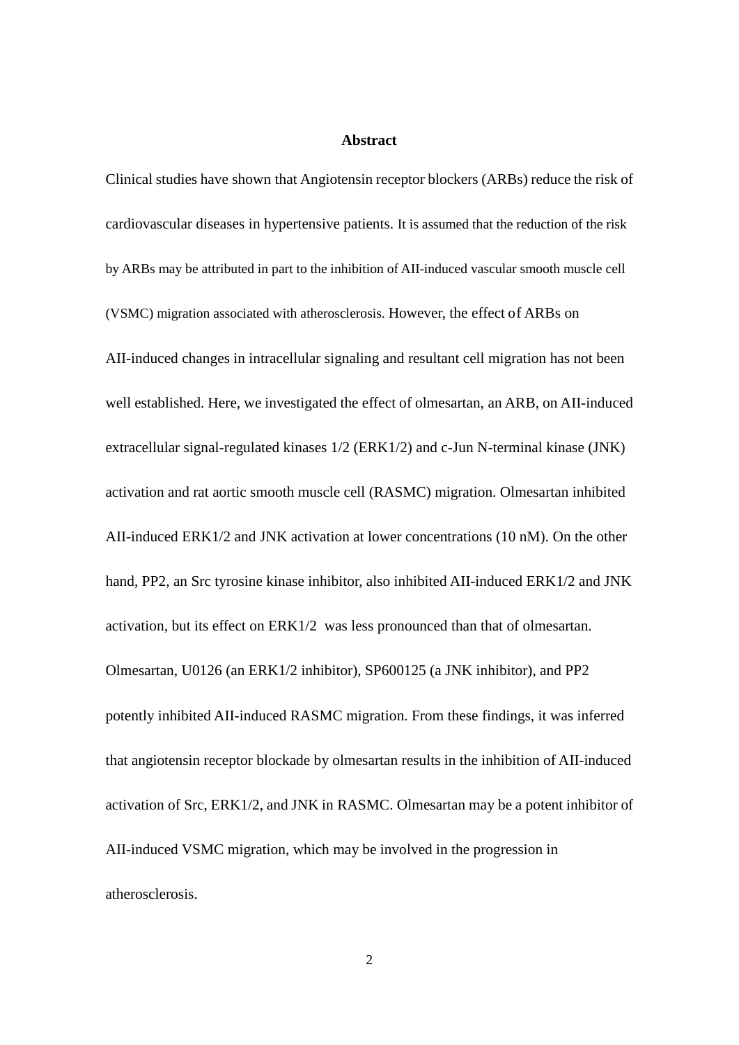## Abstract

Clinical studies have shown that Angiotensin receptor blockers (ARBs) reduce the risk of cardiovascular diseases in hypertensive patients. It is assumed that the reduction of the risk by ARBs may be attributed in part to the inhibition of AII-induced vascular smooth muscle cell (VSMC) migration associated with atherosclerosis. However, the effect of ARBs on AII-induced changes in intracellular signaling and resultant cell migration has not been well established. Here, we investigated the effect of olmesartan, an ARB, on AII-induced extracellular signal-regulated kinases 1/2 (ERK1/2) and c-Jun N-terminal kinase (JNK) activation and rat aortic smooth muscle cell (RASMC) migration. Olmesartan inhibited AII-induced ERK1/2 and JNK activation at lower concentrations (10 nM). On the other hand, PP2, an Src tyrosine kinase inhibitor, also inhibited AII-induced ERK1/2 and JNK activation, but its effect on ERK1/2 was less pronounced than that of olmesartan. Olmesartan, U0126 (an ERK1/2 inhibitor), SP600125 (a JNK inhibitor), and PP2 potently inhibited AII-induced RASMC migration. From these findings, it was inferred that angiotensin receptor blockade by olmesartan results in the inhibition of AII-induced activation of Src, ERK1/2, and JNK in RASMC. Olmesartan may be a potent inhibitor of AII-induced VSMC migration, which may be involved in the progression in atherosclerosis.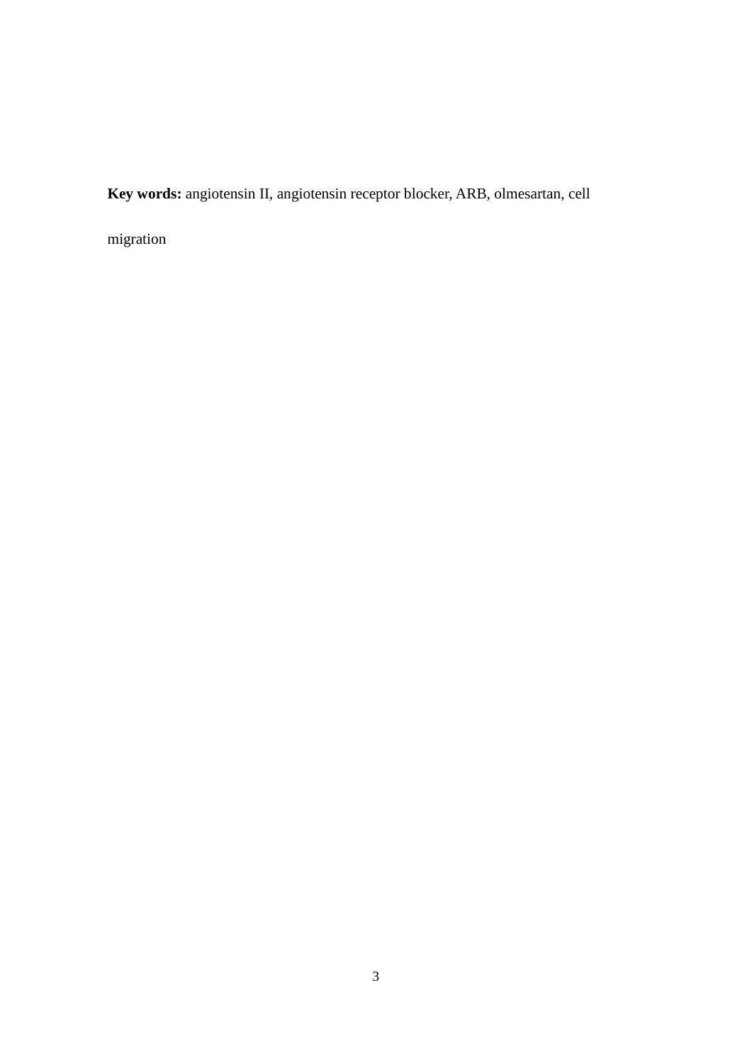**Key words:** angiotensin II, angiotensin receptor blocker, ARB, olmesartan, cell migration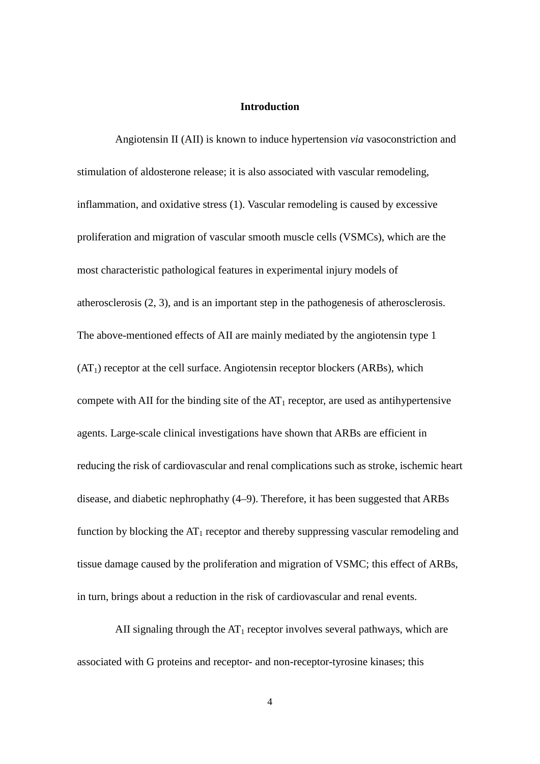## Introduction

Angiotensin II (AII) is known to induce hypertension *via* vasoconstriction and stimulation of aldosterone release; it is also associated with vascular remodeling, inflammation, and oxidative stress (1). Vascular remodeling is caused by excessive proliferation and migration of vascular smooth muscle cells (VSMCs), which are the most characteristic pathological features in experimental injury models of atherosclerosis (2, 3), and is an important step in the pathogenesis of atherosclerosis. The above-mentioned effects of AII are mainly mediated by the angiotensin type 1 ($AT_1$) receptor at the cell surface. Angiotensin receptor blockers (ARBs), which compete with AII for the binding site of the $AT_1$ receptor, are used as antihypertensive agents. Large-scale clinical investigations have shown that ARBs are efficient in reducing the risk of cardiovascular and renal complications such as stroke, ischemic heart disease, and diabetic nephrophathy (4–9). Therefore, it has been suggested that ARBs function by blocking the $AT_1$ receptor and thereby suppressing vascular remodeling and tissue damage caused by the proliferation and migration of VSMC; this effect of ARBs, in turn, brings about a reduction in the risk of cardiovascular and renal events.

AII signaling through the $AT_1$ receptor involves several pathways, which are associated with G proteins and receptor- and non-receptor-tyrosine kinases; this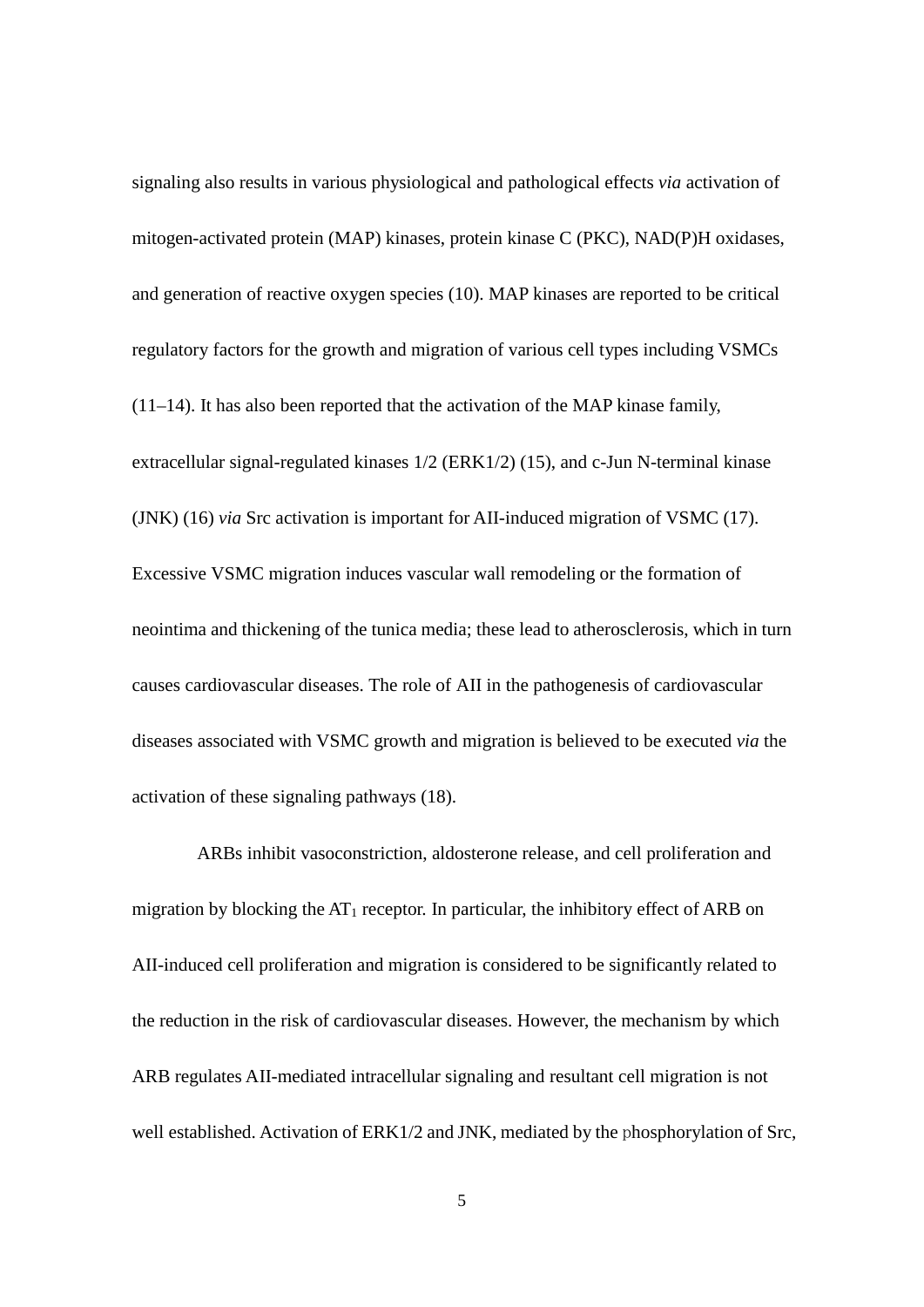signaling also results in various physiological and pathological effects *via* activation of mitogen-activated protein (MAP) kinases, protein kinase C (PKC), NAD(P)H oxidases, and generation of reactive oxygen species (10). MAP kinases are reported to be critical regulatory factors for the growth and migration of various cell types including VSMCs (11–14). It has also been reported that the activation of the MAP kinase family, extracellular signal-regulated kinases 1/2 (ERK1/2) (15), and c-Jun N-terminal kinase (JNK) (16) *via* Src activation is important for AII-induced migration of VSMC (17). Excessive VSMC migration induces vascular wall remodeling or the formation of neointima and thickening of the tunica media; these lead to atherosclerosis, which in turn causes cardiovascular diseases. The role of AII in the pathogenesis of cardiovascular diseases associated with VSMC growth and migration is believed to be executed *via* the activation of these signaling pathways (18).

ARBs inhibit vasoconstriction, aldosterone release, and cell proliferation and migration by blocking the $AT_1$ receptor. In particular, the inhibitory effect of ARB on AII-induced cell proliferation and migration is considered to be significantly related to the reduction in the risk of cardiovascular diseases. However, the mechanism by which ARB regulates AII-mediated intracellular signaling and resultant cell migration is not well established. Activation of ERK1/2 and JNK, mediated by the phosphorylation of Src,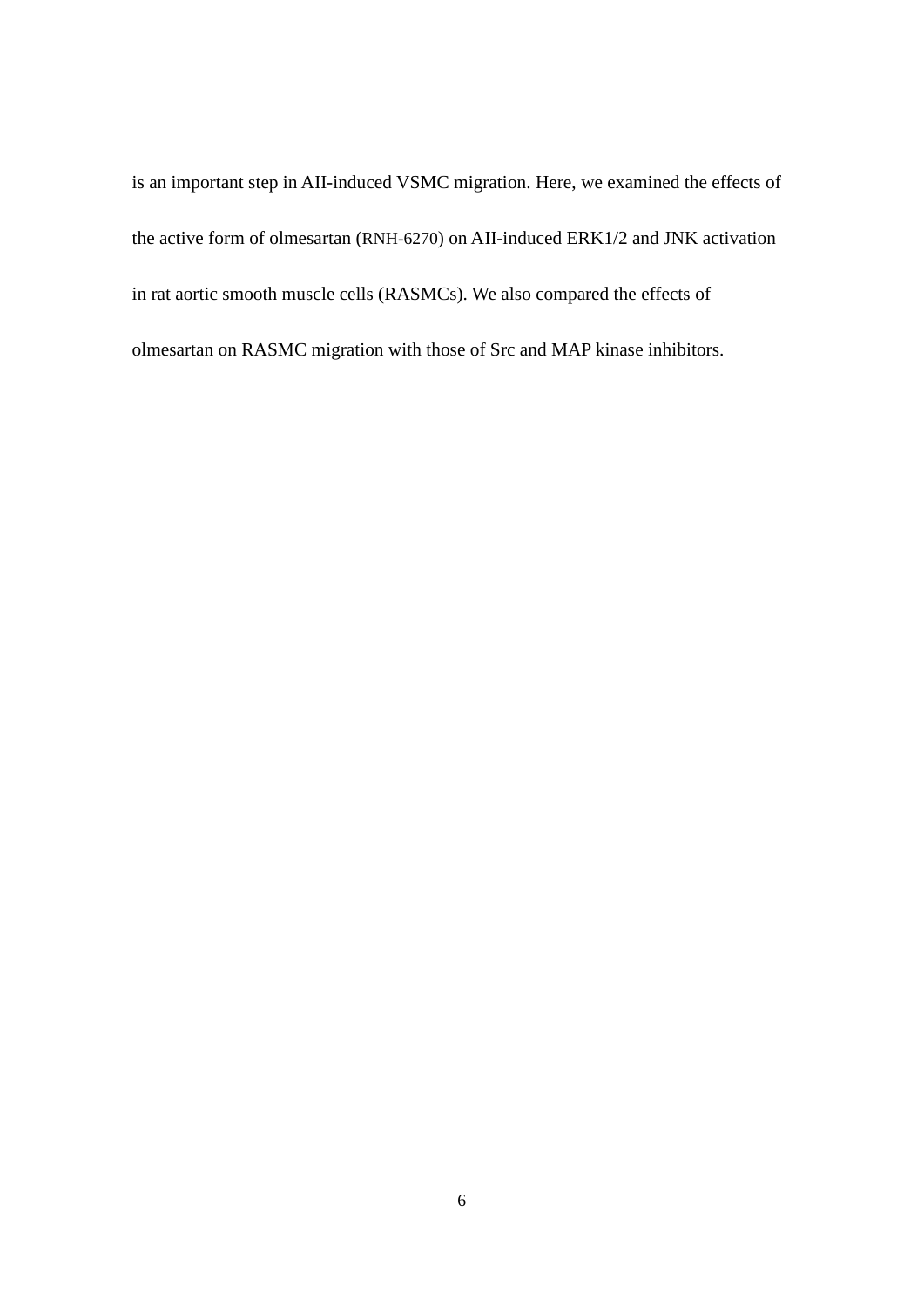is an important step in AII-induced VSMC migration. Here, we examined the effects of the active form of olmesartan (RNH-6270) on AII-induced ERK1/2 and JNK activation in rat aortic smooth muscle cells (RASMCs). We also compared the effects of olmesartan on RASMC migration with those of Src and MAP kinase inhibitors.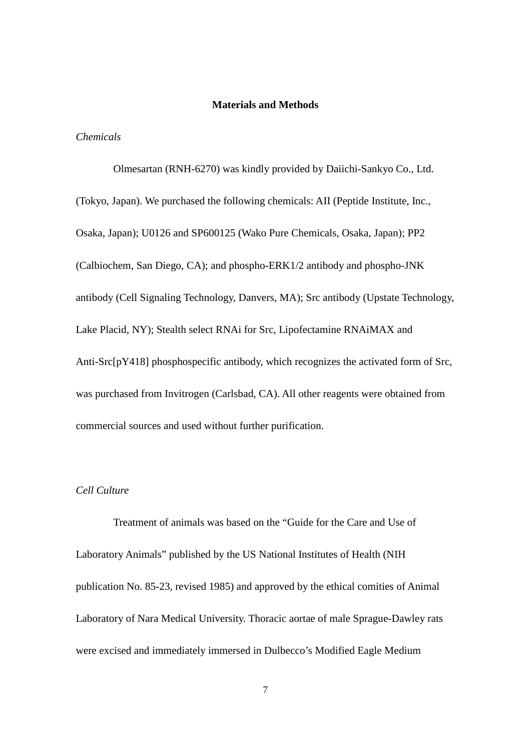## Materials and Methods

*Chemicals*

Olmesartan (RNH-6270) was kindly provided by Daiichi-Sankyo Co., Ltd. (Tokyo, Japan). We purchased the following chemicals: AII (Peptide Institute, Inc., Osaka, Japan); U0126 and SP600125 (Wako Pure Chemicals, Osaka, Japan); PP2 (Calbiochem, San Diego, CA); and phospho-ERK1/2 antibody and phospho-JNK antibody (Cell Signaling Technology, Danvers, MA); Src antibody (Upstate Technology, Lake Placid, NY); Stealth select RNAi for Src, Lipofectamine RNAiMAX and Anti-Src[pY418] phosphospecific antibody, which recognizes the activated form of Src, was purchased from Invitrogen (Carlsbad, CA). All other reagents were obtained from commercial sources and used without further purification.

*Cell Culture*

Treatment of animals was based on the "Guide for the Care and Use of Laboratory Animals" published by the US National Institutes of Health (NIH publication No. 85-23, revised 1985) and approved by the ethical comities of Animal Laboratory of Nara Medical University. Thoracic aortae of male Sprague-Dawley rats were excised and immediately immersed in Dulbecco's Modified Eagle Medium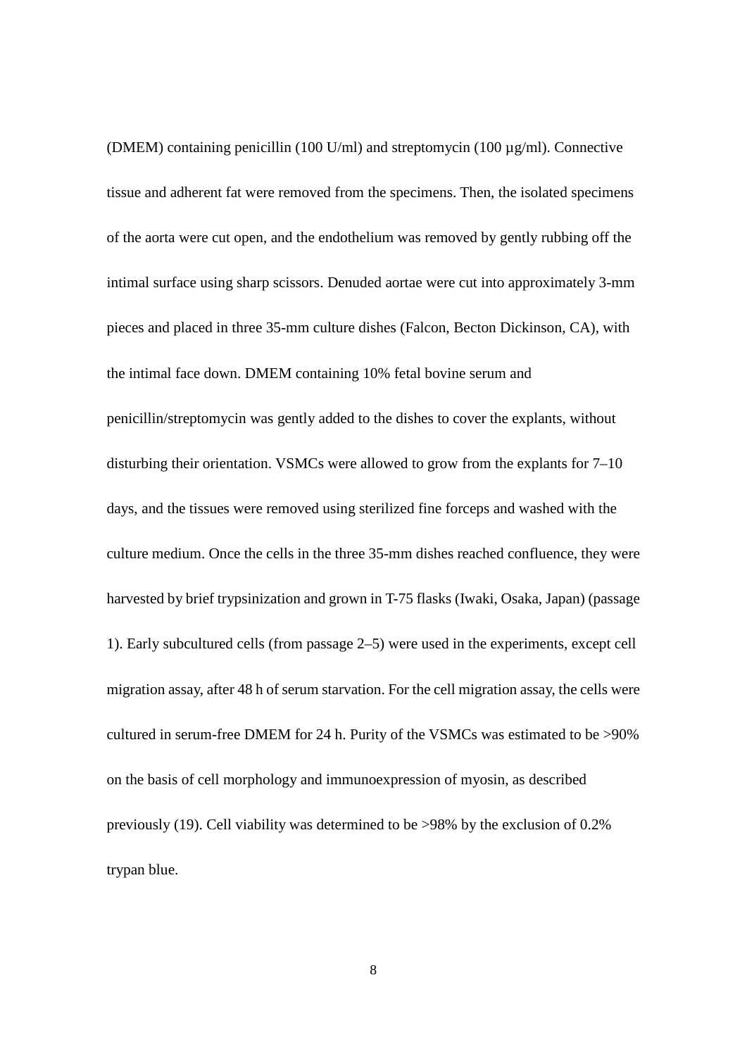(DMEM) containing penicillin (100 U/ml) and streptomycin (100 μg/ml). Connective tissue and adherent fat were removed from the specimens. Then, the isolated specimens of the aorta were cut open, and the endothelium was removed by gently rubbing off the intimal surface using sharp scissors. Denuded aortae were cut into approximately 3-mm pieces and placed in three 35-mm culture dishes (Falcon, Becton Dickinson, CA), with the intimal face down. DMEM containing 10% fetal bovine serum and penicillin/streptomycin was gently added to the dishes to cover the explants, without disturbing their orientation. VSMCs were allowed to grow from the explants for 7–10 days, and the tissues were removed using sterilized fine forceps and washed with the culture medium. Once the cells in the three 35-mm dishes reached confluence, they were harvested by brief trypsinization and grown in T-75 flasks (Iwaki, Osaka, Japan) (passage 1). Early subcultured cells (from passage 2–5) were used in the experiments, except cell migration assay, after 48 h of serum starvation. For the cell migration assay, the cells were cultured in serum-free DMEM for 24 h. Purity of the VSMCs was estimated to be >90% on the basis of cell morphology and immunoexpression of myosin, as described previously (19). Cell viability was determined to be >98% by the exclusion of 0.2% trypan blue.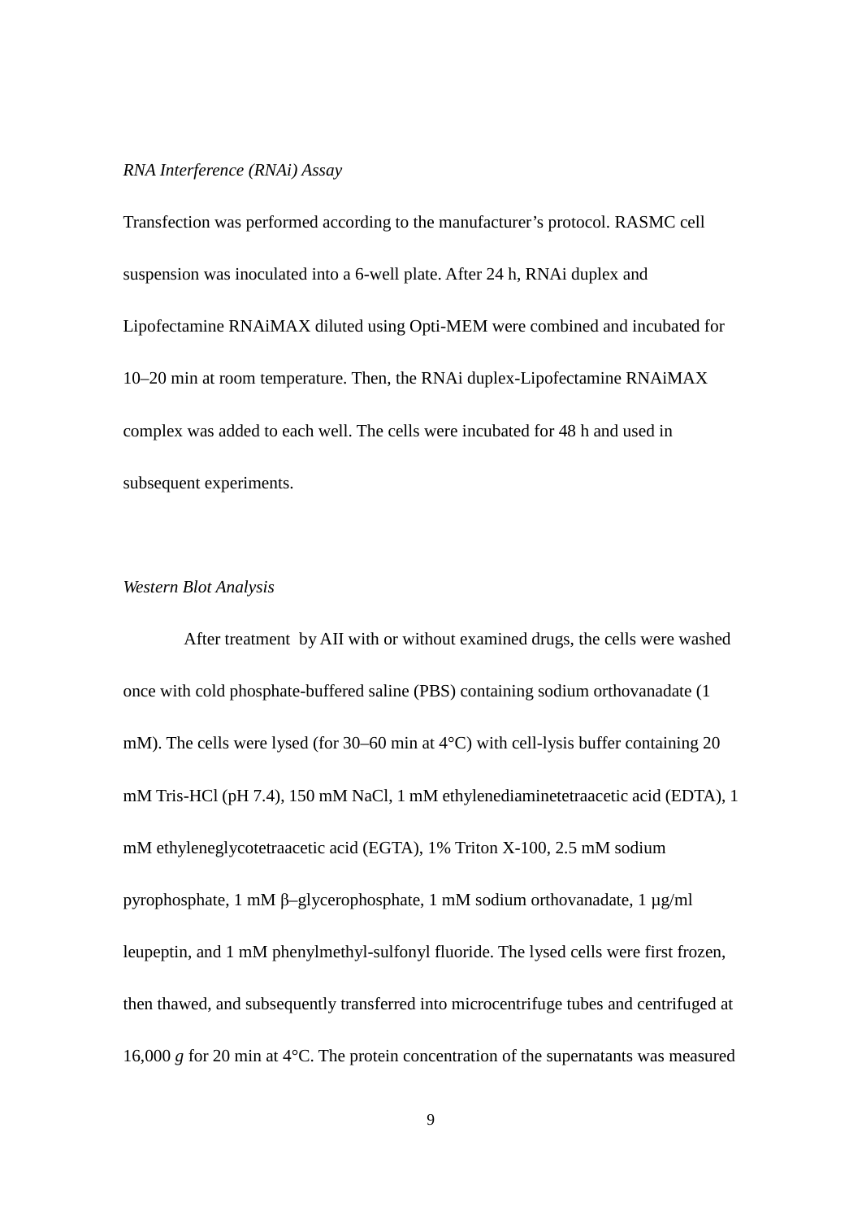*RNA Interference (RNAi) Assay*

Transfection was performed according to the manufacturer's protocol. RASMC cell suspension was inoculated into a 6-well plate. After 24 h, RNAi duplex and Lipofectamine RNAiMAX diluted using Opti-MEM were combined and incubated for 10–20 min at room temperature. Then, the RNAi duplex-Lipofectamine RNAiMAX complex was added to each well. The cells were incubated for 48 h and used in subsequent experiments.

*Western Blot Analysis*

After treatment by AII with or without examined drugs, the cells were washed once with cold phosphate-buffered saline (PBS) containing sodium orthovanadate (1 mM). The cells were lysed (for 30–60 min at 4°C) with cell-lysis buffer containing 20 mM Tris-HCl (pH 7.4), 150 mM NaCl, 1 mM ethylenediaminetetraacetic acid (EDTA), 1 mM ethyleneglycotetraacetic acid (EGTA), 1% Triton X-100, 2.5 mM sodium pyrophosphate, 1 mM β–glycerophosphate, 1 mM sodium orthovanadate, 1 μg/ml leupeptin, and 1 mM phenylmethyl-sulfonyl fluoride. The lysed cells were first frozen, then thawed, and subsequently transferred into microcentrifuge tubes and centrifuged at 16,000 *g* for 20 min at 4°C. The protein concentration of the supernatants was measured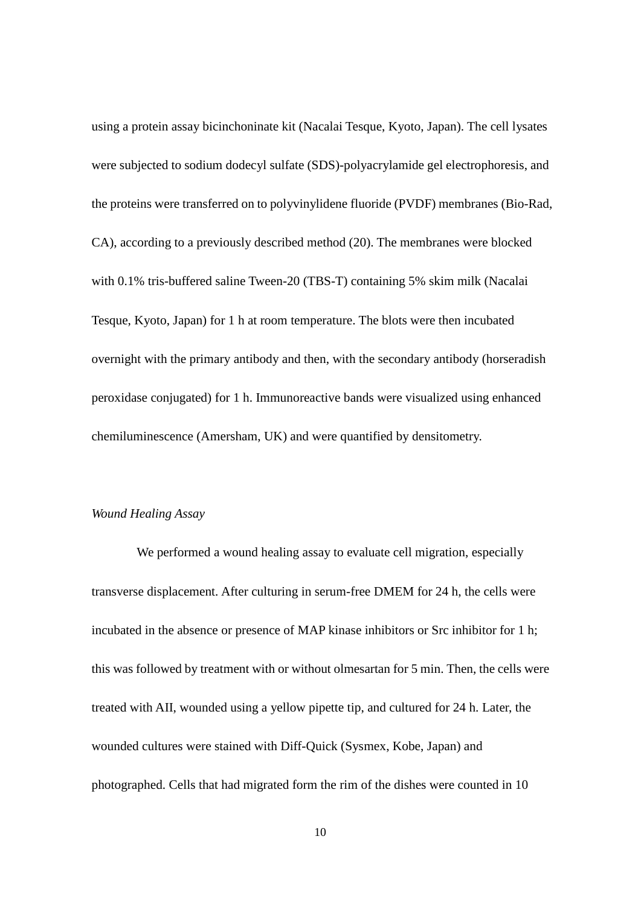using a protein assay bicinchoninate kit (Nacalai Tesque, Kyoto, Japan). The cell lysates were subjected to sodium dodecyl sulfate (SDS)-polyacrylamide gel electrophoresis, and the proteins were transferred on to polyvinylidene fluoride (PVDF) membranes (Bio-Rad, CA), according to a previously described method (20). The membranes were blocked with 0.1% tris-buffered saline Tween-20 (TBS-T) containing 5% skim milk (Nacalai Tesque, Kyoto, Japan) for 1 h at room temperature. The blots were then incubated overnight with the primary antibody and then, with the secondary antibody (horseradish peroxidase conjugated) for 1 h. Immunoreactive bands were visualized using enhanced chemiluminescence (Amersham, UK) and were quantified by densitometry.

*Wound Healing Assay*

We performed a wound healing assay to evaluate cell migration, especially transverse displacement. After culturing in serum-free DMEM for 24 h, the cells were incubated in the absence or presence of MAP kinase inhibitors or Src inhibitor for 1 h; this was followed by treatment with or without olmesartan for 5 min. Then, the cells were treated with AII, wounded using a yellow pipette tip, and cultured for 24 h. Later, the wounded cultures were stained with Diff-Quick (Sysmex, Kobe, Japan) and photographed. Cells that had migrated form the rim of the dishes were counted in 10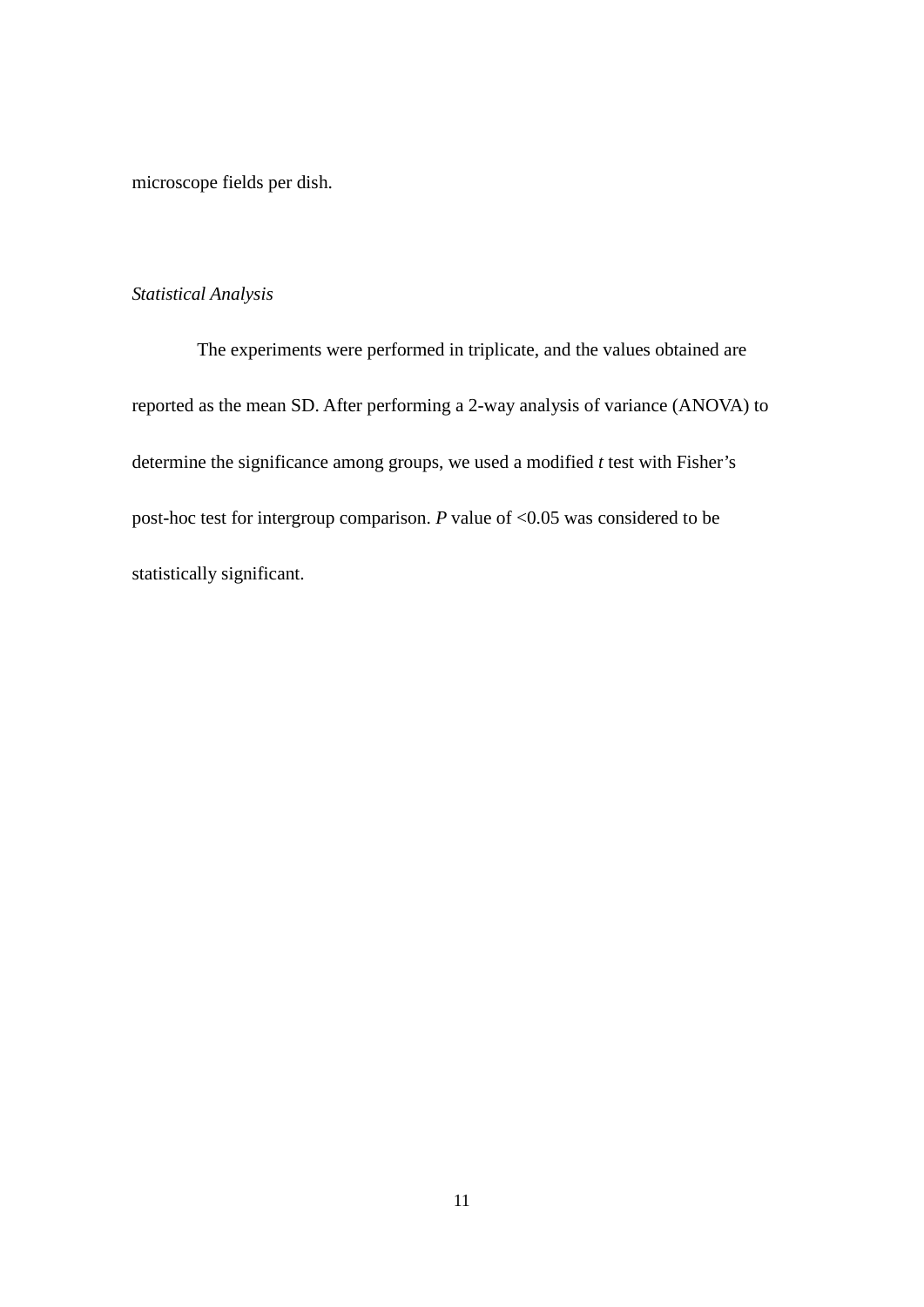microscope fields per dish.

*Statistical Analysis*

The experiments were performed in triplicate, and the values obtained are reported as the mean SD. After performing a 2-way analysis of variance (ANOVA) to determine the significance among groups, we used a modified *t* test with Fisher's post-hoc test for intergroup comparison. *P* value of <0.05 was considered to be statistically significant.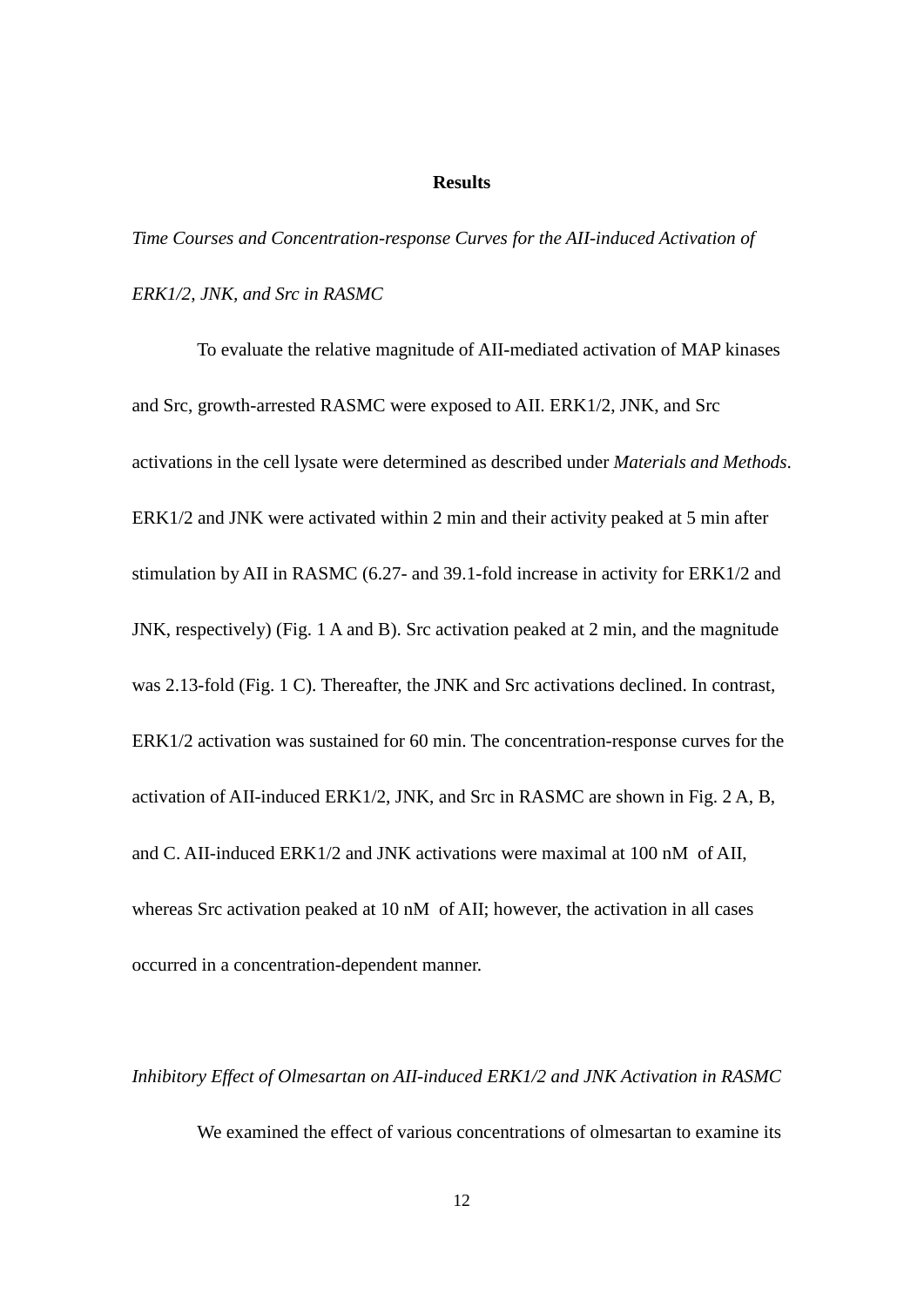## Results

*Time Courses and Concentration-response Curves for the AII-induced Activation of ERK1/2, JNK, and Src in RASMC*

To evaluate the relative magnitude of AII-mediated activation of MAP kinases and Src, growth-arrested RASMC were exposed to AII. ERK1/2, JNK, and Src activations in the cell lysate were determined as described under *Materials and Methods*. ERK1/2 and JNK were activated within 2 min and their activity peaked at 5 min after stimulation by AII in RASMC (6.27- and 39.1-fold increase in activity for ERK1/2 and JNK, respectively) (Fig. 1 A and B). Src activation peaked at 2 min, and the magnitude was 2.13-fold (Fig. 1 C). Thereafter, the JNK and Src activations declined. In contrast, ERK1/2 activation was sustained for 60 min. The concentration-response curves for the activation of AII-induced ERK1/2, JNK, and Src in RASMC are shown in Fig. 2 A, B, and C. AII-induced ERK1/2 and JNK activations were maximal at 100 nM of AII, whereas Src activation peaked at 10 nM of AII; however, the activation in all cases occurred in a concentration-dependent manner.

*Inhibitory Effect of Olmesartan on AII-induced ERK1/2 and JNK Activation in RASMC*

We examined the effect of various concentrations of olmesartan to examine its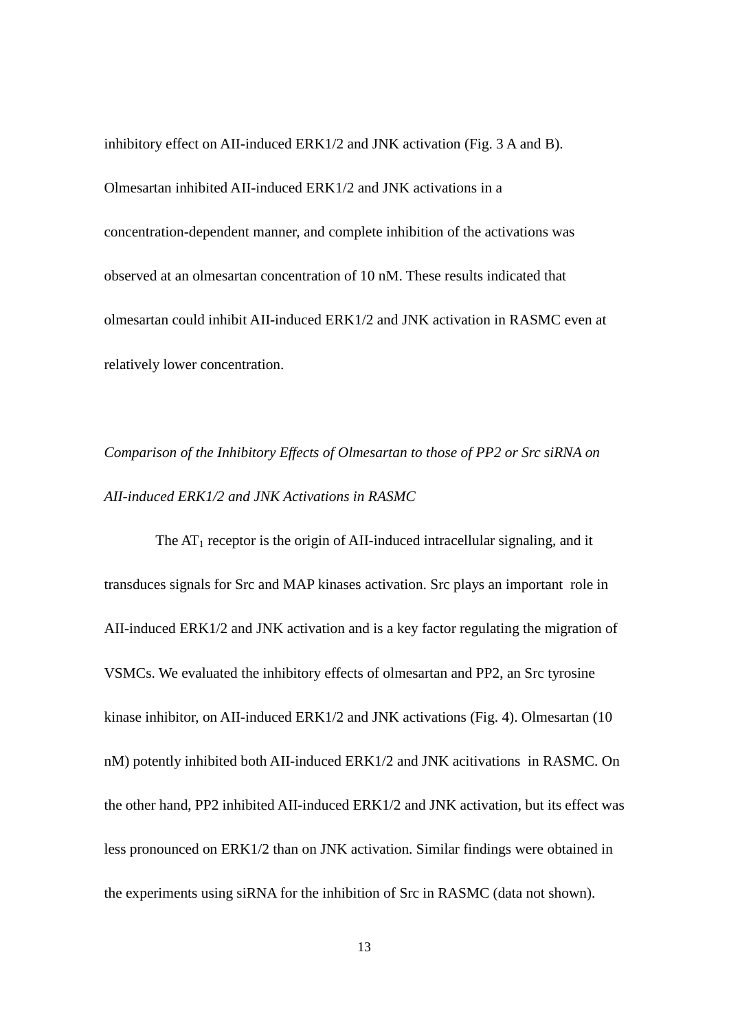inhibitory effect on AII-induced ERK1/2 and JNK activation (Fig. 3 A and B). Olmesartan inhibited AII-induced ERK1/2 and JNK activations in a concentration-dependent manner, and complete inhibition of the activations was observed at an olmesartan concentration of 10 nM. These results indicated that olmesartan could inhibit AII-induced ERK1/2 and JNK activation in RASMC even at relatively lower concentration.

*Comparison of the Inhibitory Effects of Olmesartan to those of PP2 or Src siRNA on AII-induced ERK1/2 and JNK Activations in RASMC*

The $AT_1$ receptor is the origin of AII-induced intracellular signaling, and it transduces signals for Src and MAP kinases activation. Src plays an important role in AII-induced ERK1/2 and JNK activation and is a key factor regulating the migration of VSMCs. We evaluated the inhibitory effects of olmesartan and PP2, an Src tyrosine kinase inhibitor, on AII-induced ERK1/2 and JNK activations (Fig. 4). Olmesartan (10 nM) potently inhibited both AII-induced ERK1/2 and JNK acitivations in RASMC. On the other hand, PP2 inhibited AII-induced ERK1/2 and JNK activation, but its effect was less pronounced on ERK1/2 than on JNK activation. Similar findings were obtained in the experiments using siRNA for the inhibition of Src in RASMC (data not shown).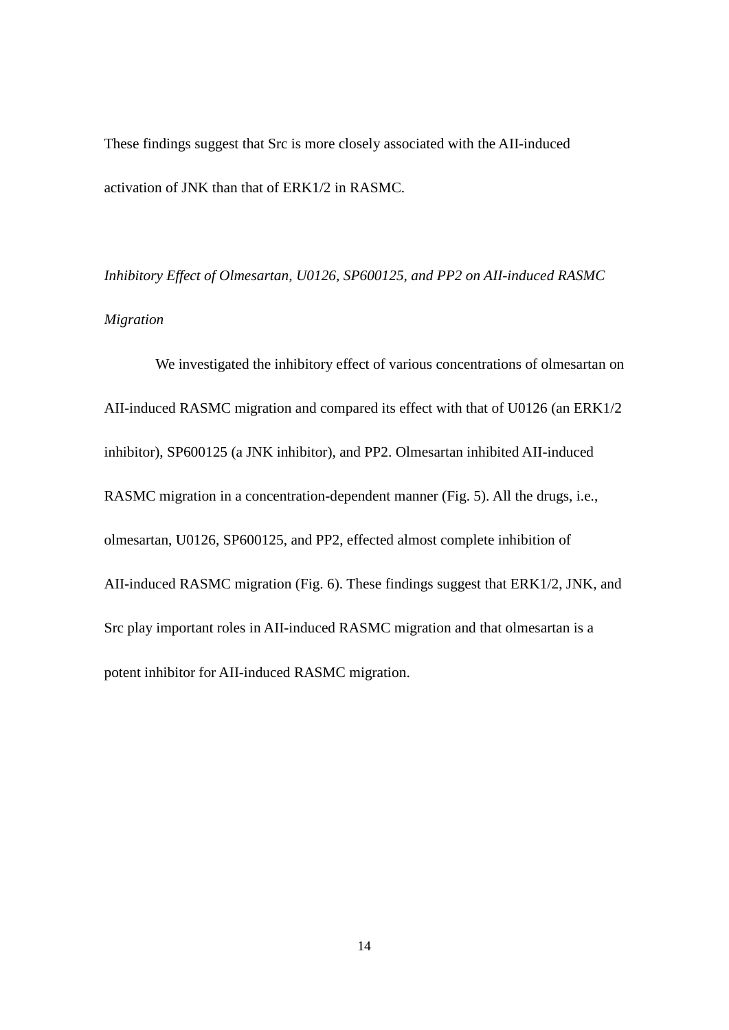These findings suggest that Src is more closely associated with the AII-induced activation of JNK than that of ERK1/2 in RASMC.

*Inhibitory Effect of Olmesartan, U0126, SP600125, and PP2 on AII-induced RASMC Migration*

We investigated the inhibitory effect of various concentrations of olmesartan on AII-induced RASMC migration and compared its effect with that of U0126 (an ERK1/2 inhibitor), SP600125 (a JNK inhibitor), and PP2. Olmesartan inhibited AII-induced RASMC migration in a concentration-dependent manner (Fig. 5). All the drugs, i.e., olmesartan, U0126, SP600125, and PP2, effected almost complete inhibition of AII-induced RASMC migration (Fig. 6). These findings suggest that ERK1/2, JNK, and Src play important roles in AII-induced RASMC migration and that olmesartan is a potent inhibitor for AII-induced RASMC migration.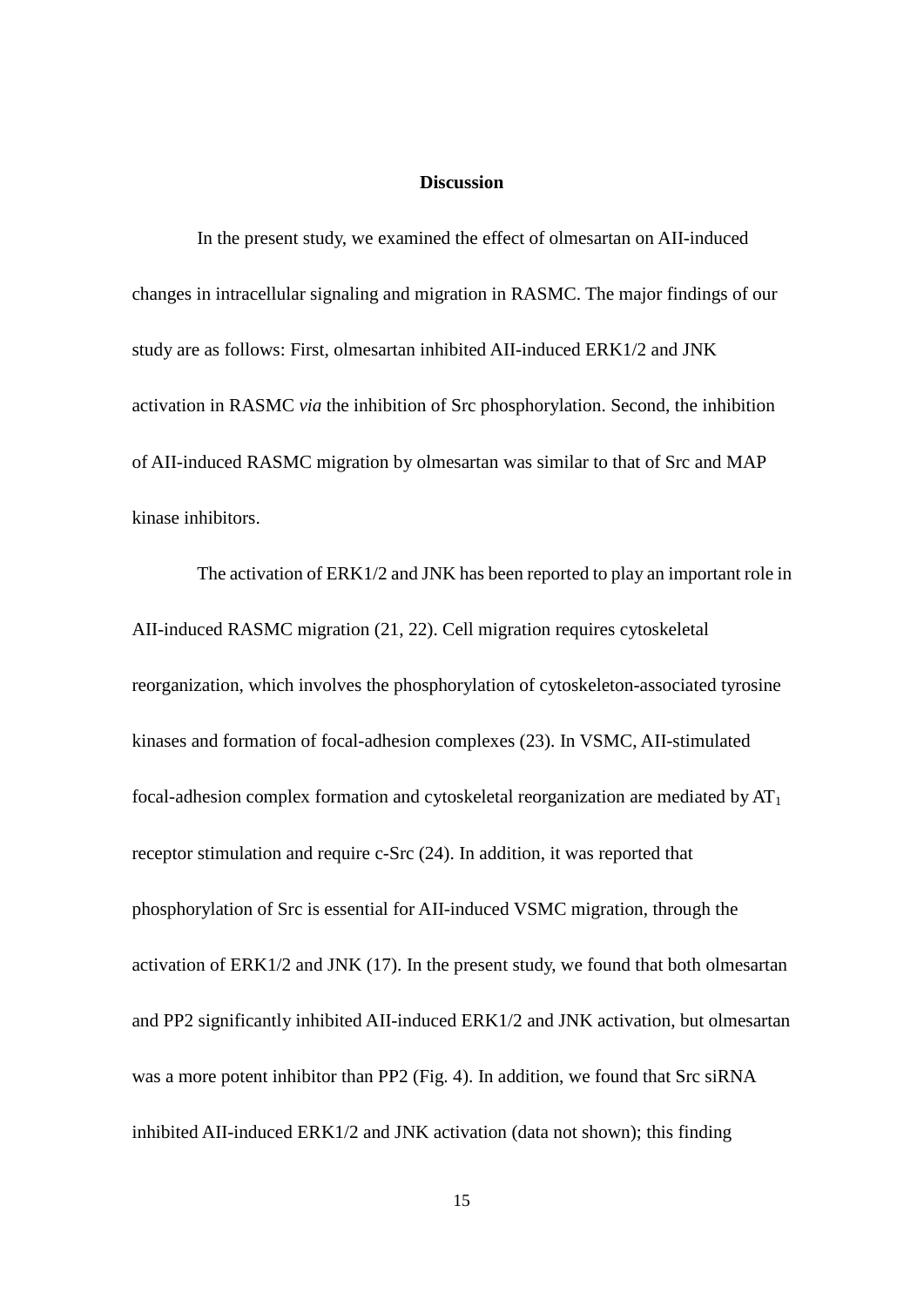## Discussion

In the present study, we examined the effect of olmesartan on AII-induced changes in intracellular signaling and migration in RASMC. The major findings of our study are as follows: First, olmesartan inhibited AII-induced ERK1/2 and JNK activation in RASMC *via* the inhibition of Src phosphorylation. Second, the inhibition of AII-induced RASMC migration by olmesartan was similar to that of Src and MAP kinase inhibitors.

The activation of ERK1/2 and JNK has been reported to play an important role in AII-induced RASMC migration (21, 22). Cell migration requires cytoskeletal reorganization, which involves the phosphorylation of cytoskeleton-associated tyrosine kinases and formation of focal-adhesion complexes (23). In VSMC, AII-stimulated focal-adhesion complex formation and cytoskeletal reorganization are mediated by $AT_1$ receptor stimulation and require c-Src (24). In addition, it was reported that phosphorylation of Src is essential for AII-induced VSMC migration, through the activation of ERK1/2 and JNK (17). In the present study, we found that both olmesartan and PP2 significantly inhibited AII-induced ERK1/2 and JNK activation, but olmesartan was a more potent inhibitor than PP2 (Fig. 4). In addition, we found that Src siRNA inhibited AII-induced ERK1/2 and JNK activation (data not shown); this finding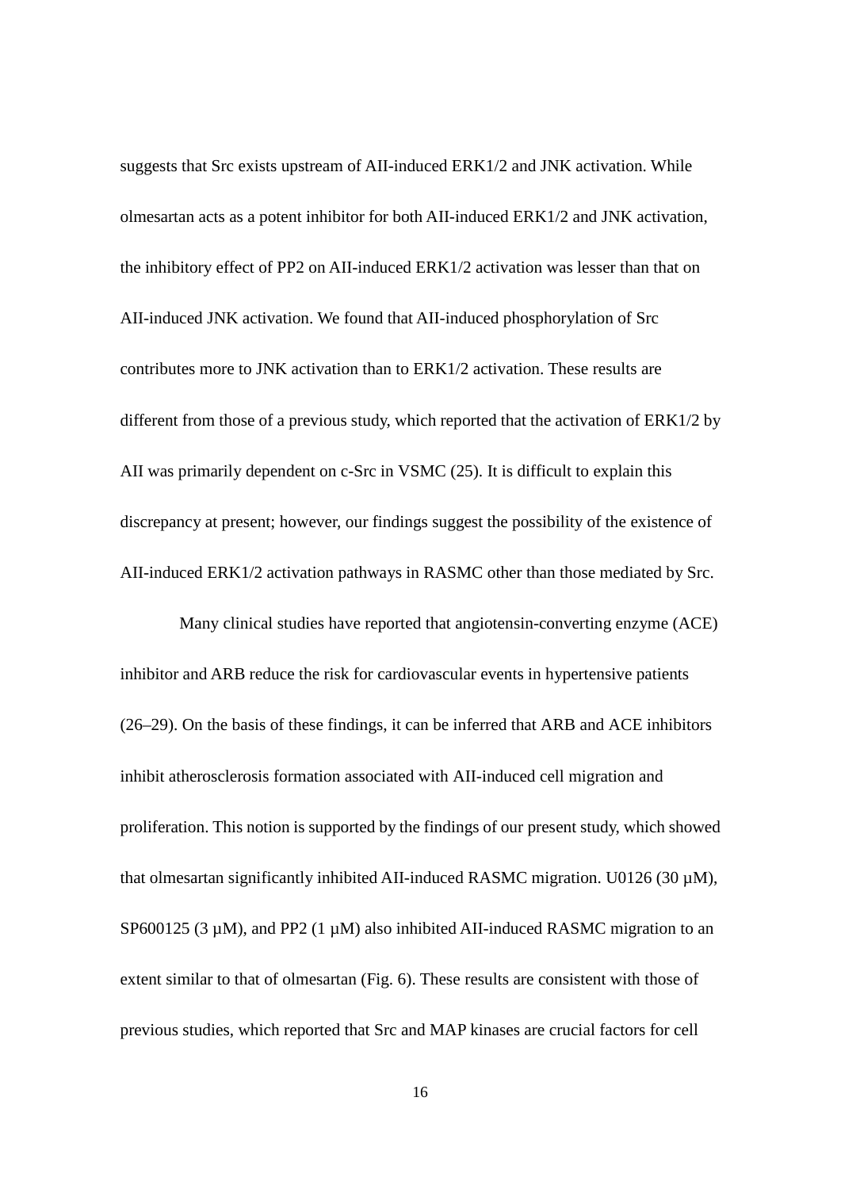suggests that Src exists upstream of AII-induced ERK1/2 and JNK activation. While olmesartan acts as a potent inhibitor for both AII-induced ERK1/2 and JNK activation, the inhibitory effect of PP2 on AII-induced ERK1/2 activation was lesser than that on AII-induced JNK activation. We found that AII-induced phosphorylation of Src contributes more to JNK activation than to ERK1/2 activation. These results are different from those of a previous study, which reported that the activation of ERK1/2 by AII was primarily dependent on c-Src in VSMC (25). It is difficult to explain this discrepancy at present; however, our findings suggest the possibility of the existence of AII-induced ERK1/2 activation pathways in RASMC other than those mediated by Src.

Many clinical studies have reported that angiotensin-converting enzyme (ACE) inhibitor and ARB reduce the risk for cardiovascular events in hypertensive patients (26–29). On the basis of these findings, it can be inferred that ARB and ACE inhibitors inhibit atherosclerosis formation associated with AII-induced cell migration and proliferation. This notion is supported by the findings of our present study, which showed that olmesartan significantly inhibited AII-induced RASMC migration. U0126 (30 μM), SP600125 (3 μM), and PP2 (1 μM) also inhibited AII-induced RASMC migration to an extent similar to that of olmesartan (Fig. 6). These results are consistent with those of previous studies, which reported that Src and MAP kinases are crucial factors for cell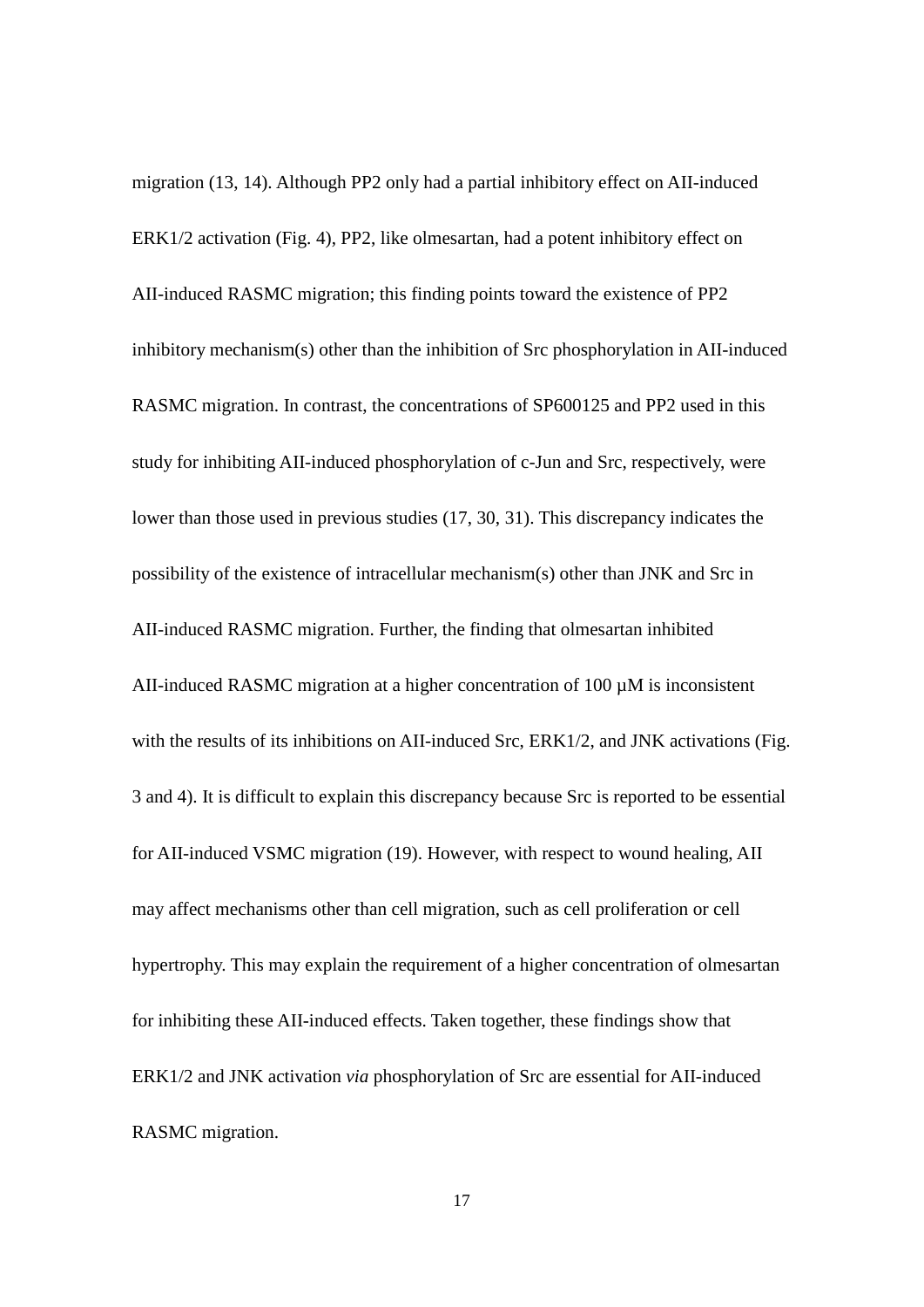migration (13, 14). Although PP2 only had a partial inhibitory effect on AII-induced ERK1/2 activation (Fig. 4), PP2, like olmesartan, had a potent inhibitory effect on AII-induced RASMC migration; this finding points toward the existence of PP2 inhibitory mechanism(s) other than the inhibition of Src phosphorylation in AII-induced RASMC migration. In contrast, the concentrations of SP600125 and PP2 used in this study for inhibiting AII-induced phosphorylation of c-Jun and Src, respectively, were lower than those used in previous studies (17, 30, 31). This discrepancy indicates the possibility of the existence of intracellular mechanism(s) other than JNK and Src in AII-induced RASMC migration. Further, the finding that olmesartan inhibited AII-induced RASMC migration at a higher concentration of 100 µM is inconsistent with the results of its inhibitions on AII-induced Src, ERK1/2, and JNK activations (Fig. 3 and 4). It is difficult to explain this discrepancy because Src is reported to be essential for AII-induced VSMC migration (19). However, with respect to wound healing, AII may affect mechanisms other than cell migration, such as cell proliferation or cell hypertrophy. This may explain the requirement of a higher concentration of olmesartan for inhibiting these AII-induced effects. Taken together, these findings show that ERK1/2 and JNK activation *via* phosphorylation of Src are essential for AII-induced RASMC migration.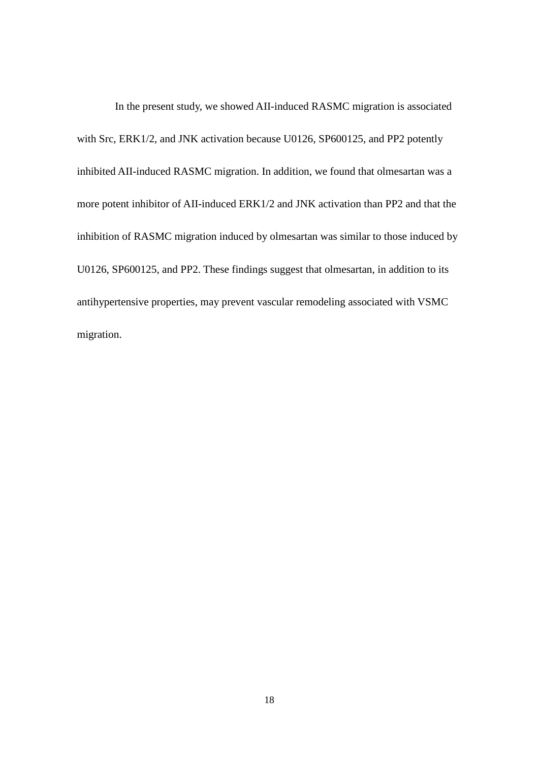In the present study, we showed AII-induced RASMC migration is associated with Src, ERK1/2, and JNK activation because U0126, SP600125, and PP2 potently inhibited AII-induced RASMC migration. In addition, we found that olmesartan was a more potent inhibitor of AII-induced ERK1/2 and JNK activation than PP2 and that the inhibition of RASMC migration induced by olmesartan was similar to those induced by U0126, SP600125, and PP2. These findings suggest that olmesartan, in addition to its antihypertensive properties, may prevent vascular remodeling associated with VSMC migration.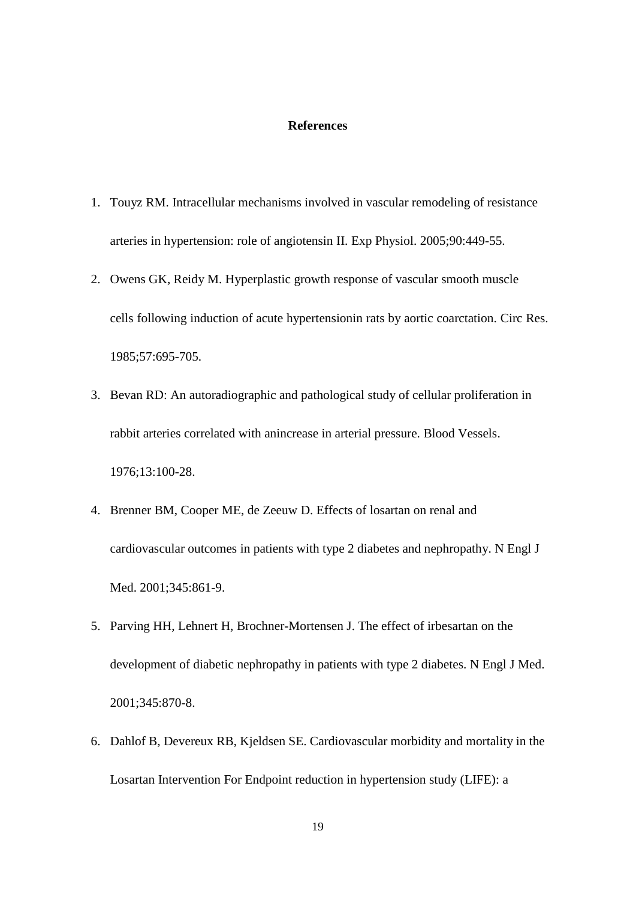## References

1. Touyz RM. Intracellular mechanisms involved in vascular remodeling of resistance arteries in hypertension: role of angiotensin II. Exp Physiol. 2005;90:449-55.
2. Owens GK, Reidy M. Hyperplastic growth response of vascular smooth muscle cells following induction of acute hypertensionin rats by aortic coarctation. Circ Res. 1985;57:695-705.
3. Bevan RD: An autoradiographic and pathological study of cellular proliferation in rabbit arteries correlated with anincrease in arterial pressure. Blood Vessels. 1976;13:100-28.
4. Brenner BM, Cooper ME, de Zeeuw D. Effects of losartan on renal and cardiovascular outcomes in patients with type 2 diabetes and nephropathy. N Engl J Med. 2001;345:861-9.
5. Parving HH, Lehnert H, Brochner-Mortensen J. The effect of irbesartan on the development of diabetic nephropathy in patients with type 2 diabetes. N Engl J Med. 2001;345:870-8.
6. Dahlof B, Devereux RB, Kjeldsen SE. Cardiovascular morbidity and mortality in the Losartan Intervention For Endpoint reduction in hypertension study (LIFE): a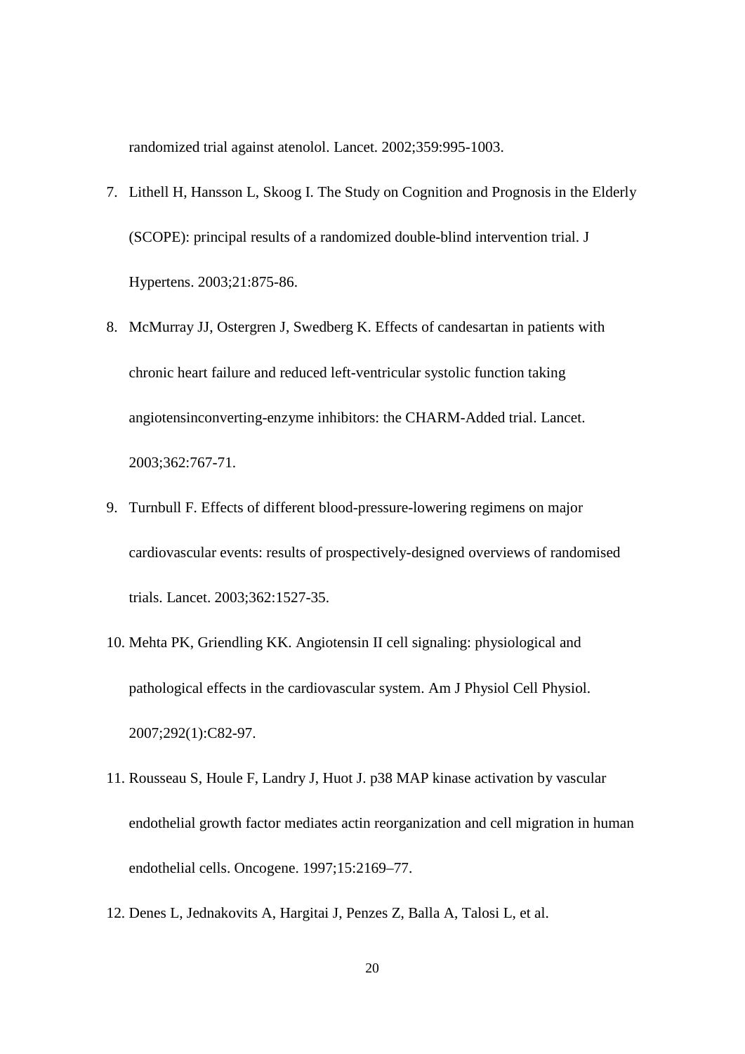randomized trial against atenolol. Lancet. 2002;359:995-1003.

7. Lithell H, Hansson L, Skoog I. The Study on Cognition and Prognosis in the Elderly (SCOPE): principal results of a randomized double-blind intervention trial. J Hypertens. 2003;21:875-86.
8. McMurray JJ, Ostergren J, Swedberg K. Effects of candesartan in patients with chronic heart failure and reduced left-ventricular systolic function taking angiotensinconverting-enzyme inhibitors: the CHARM-Added trial. Lancet. 2003;362:767-71.
9. Turnbull F. Effects of different blood-pressure-lowering regimens on major cardiovascular events: results of prospectively-designed overviews of randomised trials. Lancet. 2003;362:1527-35.
10. Mehta PK, Griendling KK. Angiotensin II cell signaling: physiological and pathological effects in the cardiovascular system. Am J Physiol Cell Physiol. 2007;292(1):C82-97.
11. Rousseau S, Houle F, Landry J, Huot J. p38 MAP kinase activation by vascular endothelial growth factor mediates actin reorganization and cell migration in human endothelial cells. Oncogene. 1997;15:2169–77.
12. Denes L, Jednakovits A, Hargitai J, Penzes Z, Balla A, Talosi L, et al.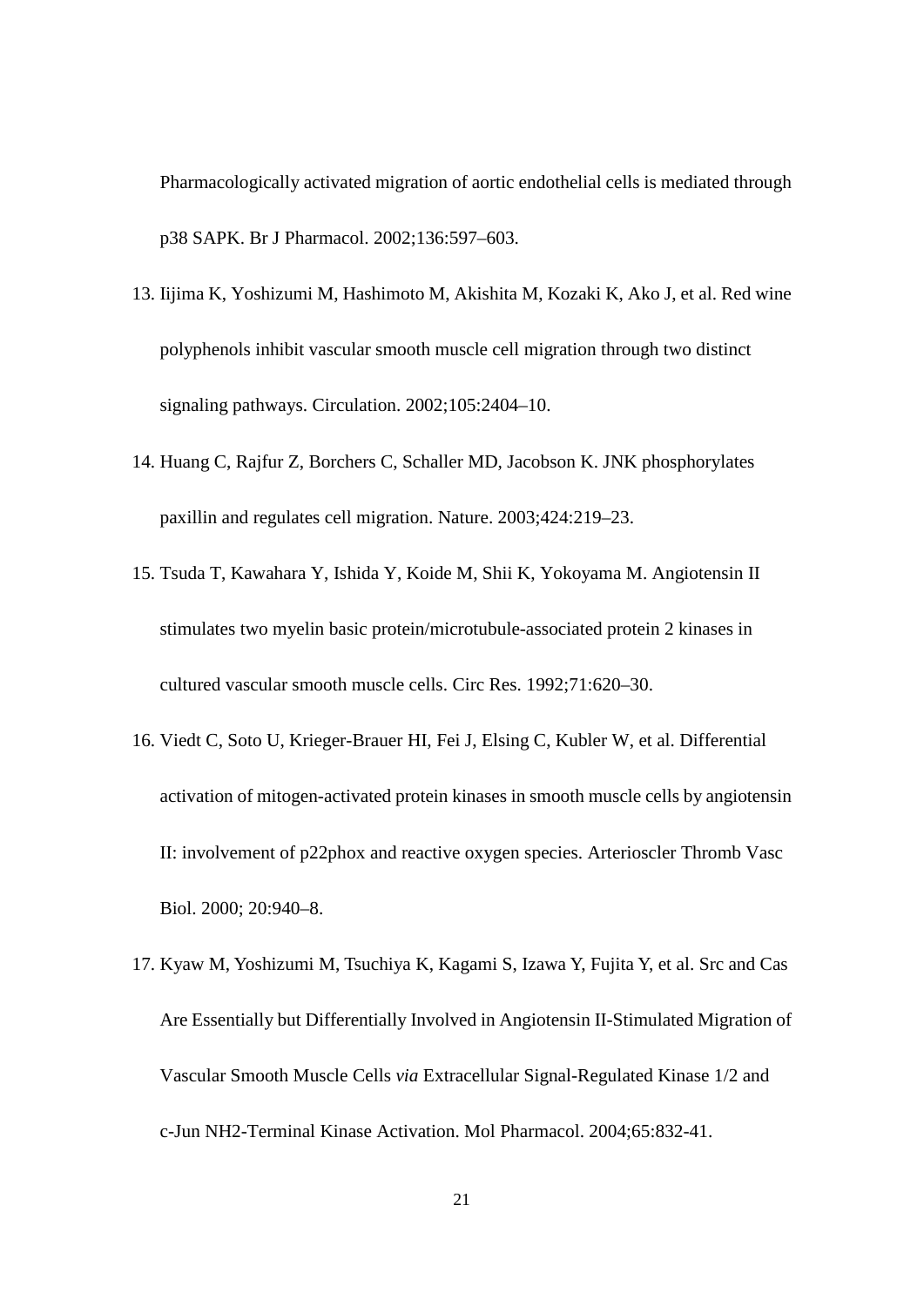Pharmacologically activated migration of aortic endothelial cells is mediated through p38 SAPK. Br J Pharmacol. 2002;136:597–603.

13. Iijima K, Yoshizumi M, Hashimoto M, Akishita M, Kozaki K, Ako J, et al. Red wine polyphenols inhibit vascular smooth muscle cell migration through two distinct signaling pathways. Circulation. 2002;105:2404–10.
14. Huang C, Rajfur Z, Borchers C, Schaller MD, Jacobson K. JNK phosphorylates paxillin and regulates cell migration. Nature. 2003;424:219–23.
15. Tsuda T, Kawahara Y, Ishida Y, Koide M, Shii K, Yokoyama M. Angiotensin II stimulates two myelin basic protein/microtubule-associated protein 2 kinases in cultured vascular smooth muscle cells. Circ Res. 1992;71:620–30.
16. Viedt C, Soto U, Krieger-Brauer HI, Fei J, Elsing C, Kubler W, et al. Differential activation of mitogen-activated protein kinases in smooth muscle cells by angiotensin II: involvement of p22phox and reactive oxygen species. Arterioscler Thromb Vasc Biol. 2000; 20:940–8.
17. Kyaw M, Yoshizumi M, Tsuchiya K, Kagami S, Izawa Y, Fujita Y, et al. Src and Cas Are Essentially but Differentially Involved in Angiotensin II-Stimulated Migration of Vascular Smooth Muscle Cells *via* Extracellular Signal-Regulated Kinase 1/2 and c-Jun NH2-Terminal Kinase Activation. Mol Pharmacol. 2004;65:832-41.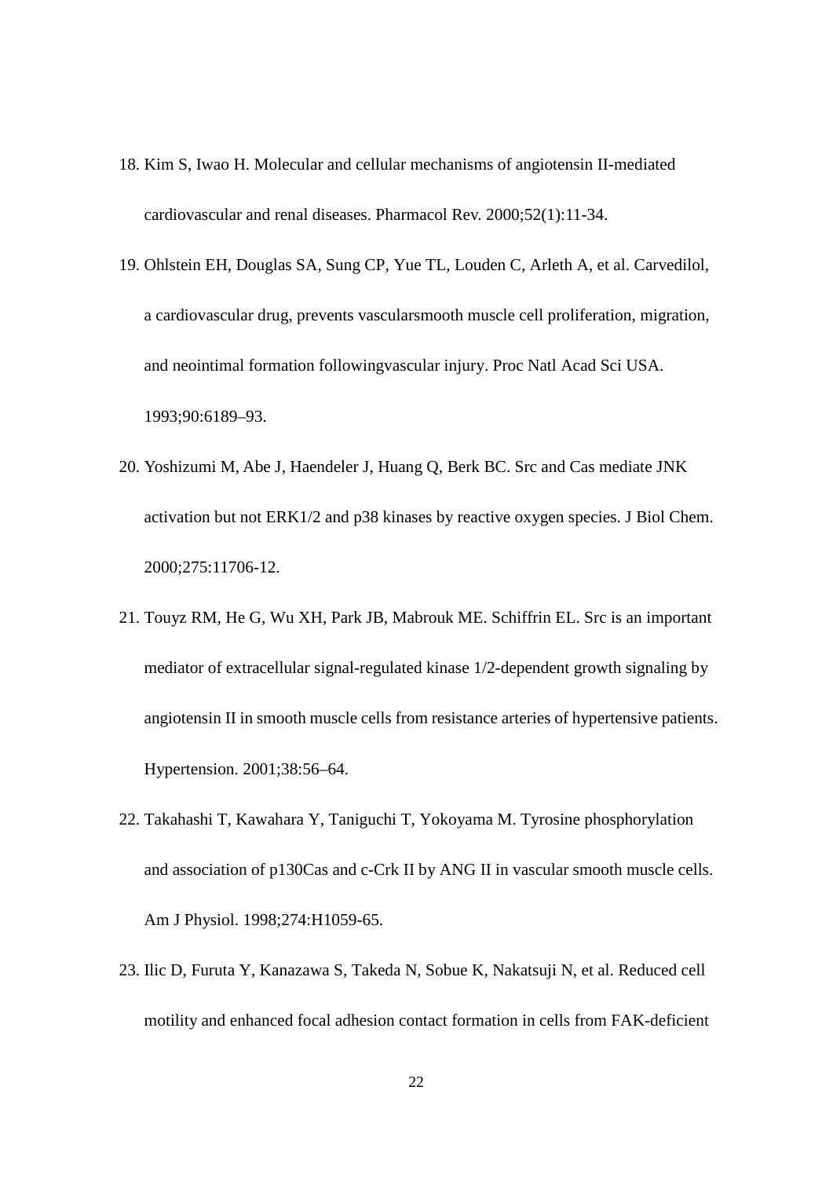18. Kim S, Iwao H. Molecular and cellular mechanisms of angiotensin II-mediated cardiovascular and renal diseases. Pharmacol Rev. 2000;52(1):11-34.

19. Ohlstein EH, Douglas SA, Sung CP, Yue TL, Louden C, Arleth A, et al. Carvedilol, a cardiovascular drug, prevents vascularsmooth muscle cell proliferation, migration, and neointimal formation followingvascular injury. Proc Natl Acad Sci USA. 1993;90:6189–93.

20. Yoshizumi M, Abe J, Haendeler J, Huang Q, Berk BC. Src and Cas mediate JNK activation but not ERK1/2 and p38 kinases by reactive oxygen species. J Biol Chem. 2000;275:11706-12.

21. Touyz RM, He G, Wu XH, Park JB, Mabrouk ME. Schiffrin EL. Src is an important mediator of extracellular signal-regulated kinase 1/2-dependent growth signaling by angiotensin II in smooth muscle cells from resistance arteries of hypertensive patients. Hypertension. 2001;38:56–64.

22. Takahashi T, Kawahara Y, Taniguchi T, Yokoyama M. Tyrosine phosphorylation and association of p130Cas and c-Crk II by ANG II in vascular smooth muscle cells. Am J Physiol. 1998;274:H1059-65.

23. Ilic D, Furuta Y, Kanazawa S, Takeda N, Sobue K, Nakatsuji N, et al. Reduced cell motility and enhanced focal adhesion contact formation in cells from FAK-deficient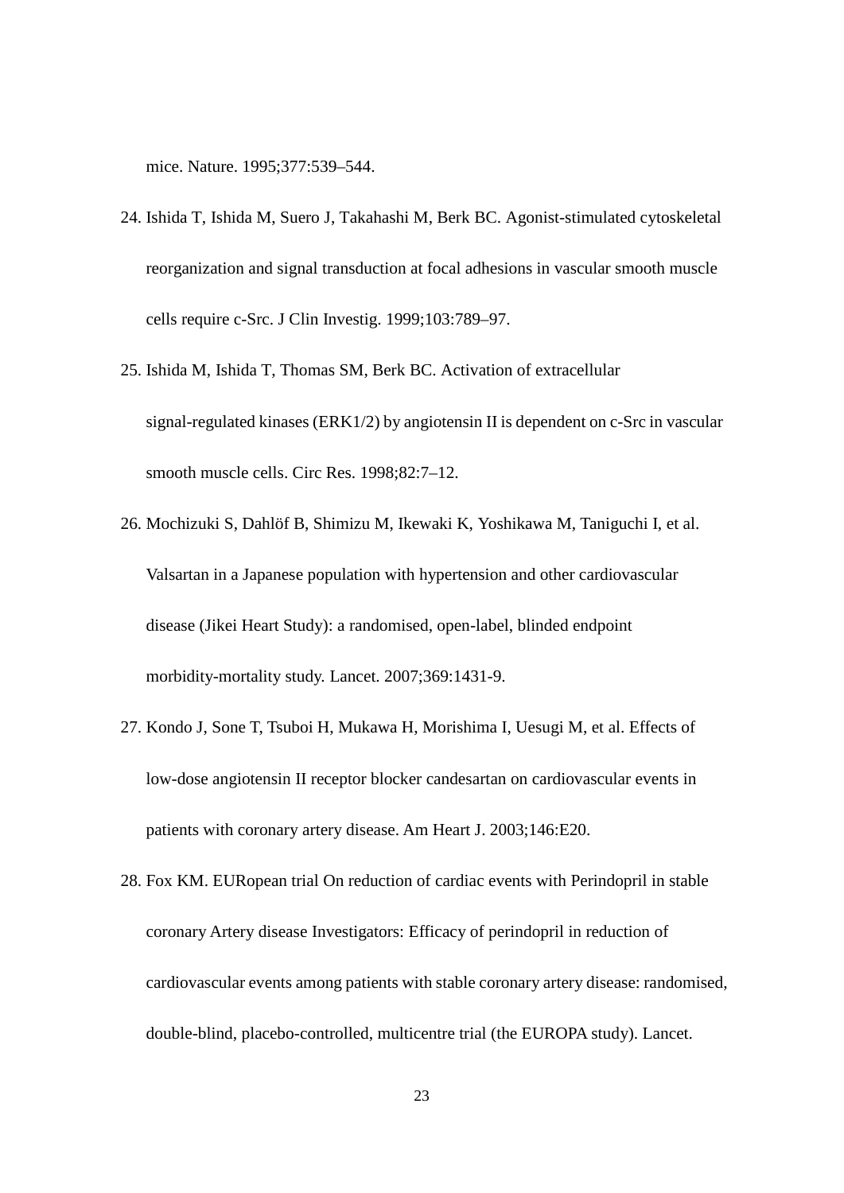mice. Nature. 1995;377:539–544.

24. Ishida T, Ishida M, Suero J, Takahashi M, Berk BC. Agonist-stimulated cytoskeletal reorganization and signal transduction at focal adhesions in vascular smooth muscle cells require c-Src. J Clin Investig. 1999;103:789–97.
25. Ishida M, Ishida T, Thomas SM, Berk BC. Activation of extracellular signal-regulated kinases (ERK1/2) by angiotensin II is dependent on c-Src in vascular smooth muscle cells. Circ Res. 1998;82:7–12.
26. Mochizuki S, Dahlöf B, Shimizu M, Ikewaki K, Yoshikawa M, Taniguchi I, et al. Valsartan in a Japanese population with hypertension and other cardiovascular disease (Jikei Heart Study): a randomised, open-label, blinded endpoint morbidity-mortality study. Lancet. 2007;369:1431-9.
27. Kondo J, Sone T, Tsuboi H, Mukawa H, Morishima I, Uesugi M, et al. Effects of low-dose angiotensin II receptor blocker candesartan on cardiovascular events in patients with coronary artery disease. Am Heart J. 2003;146:E20.
28. Fox KM. EURopean trial On reduction of cardiac events with Perindopril in stable coronary Artery disease Investigators: Efficacy of perindopril in reduction of cardiovascular events among patients with stable coronary artery disease: randomised, double-blind, placebo-controlled, multicentre trial (the EUROPA study). Lancet.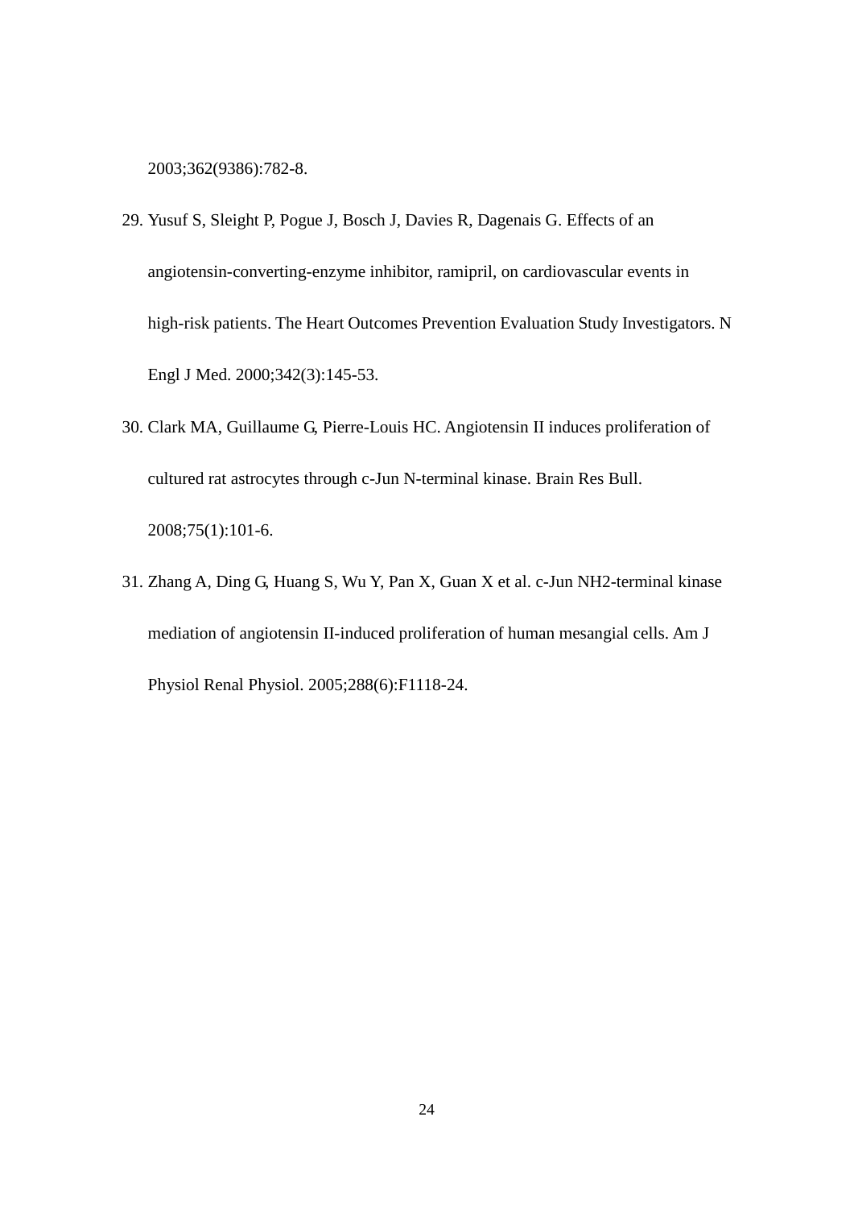2003;362(9386):782-8.

29. Yusuf S, Sleight P, Pogue J, Bosch J, Davies R, Dagenais G. Effects of an angiotensin-converting-enzyme inhibitor, ramipril, on cardiovascular events in high-risk patients. The Heart Outcomes Prevention Evaluation Study Investigators. N Engl J Med. 2000;342(3):145-53.
30. Clark MA, Guillaume G, Pierre-Louis HC. Angiotensin II induces proliferation of cultured rat astrocytes through c-Jun N-terminal kinase. Brain Res Bull. 2008;75(1):101-6.
31. Zhang A, Ding G, Huang S, Wu Y, Pan X, Guan X et al. c-Jun NH2-terminal kinase mediation of angiotensin II-induced proliferation of human mesangial cells. Am J Physiol Renal Physiol. 2005;288(6):F1118-24.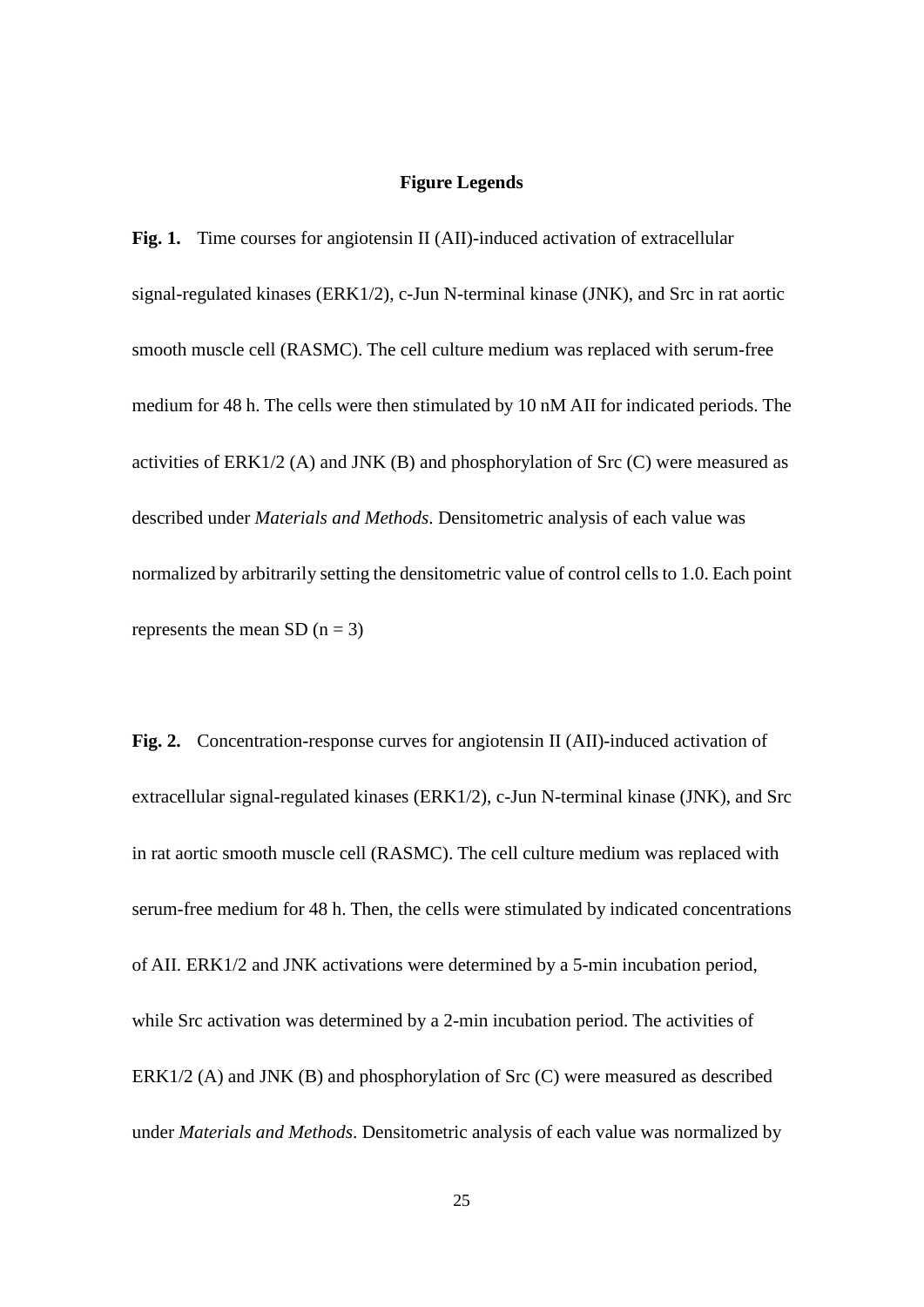## Figure Legends

**Fig. 1.** Time courses for angiotensin II (AII)-induced activation of extracellular signal-regulated kinases (ERK1/2), c-Jun N-terminal kinase (JNK), and Src in rat aortic smooth muscle cell (RASMC). The cell culture medium was replaced with serum-free medium for 48 h. The cells were then stimulated by 10 nM AII for indicated periods. The activities of ERK1/2 (A) and JNK (B) and phosphorylation of Src (C) were measured as described under *Materials and Methods*. Densitometric analysis of each value was normalized by arbitrarily setting the densitometric value of control cells to 1.0. Each point represents the mean SD (n = 3)

**Fig. 2.** Concentration-response curves for angiotensin II (AII)-induced activation of extracellular signal-regulated kinases (ERK1/2), c-Jun N-terminal kinase (JNK), and Src in rat aortic smooth muscle cell (RASMC). The cell culture medium was replaced with serum-free medium for 48 h. Then, the cells were stimulated by indicated concentrations of AII. ERK1/2 and JNK activations were determined by a 5-min incubation period, while Src activation was determined by a 2-min incubation period. The activities of ERK1/2 (A) and JNK (B) and phosphorylation of Src (C) were measured as described under *Materials and Methods*. Densitometric analysis of each value was normalized by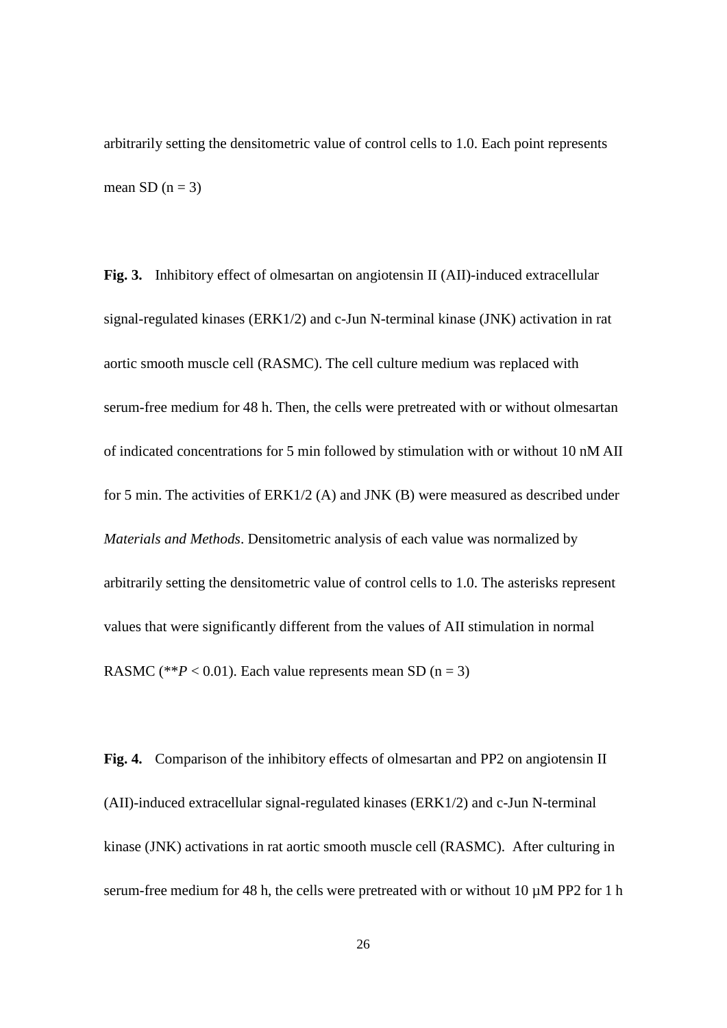arbitrarily setting the densitometric value of control cells to 1.0. Each point represents mean SD (n = 3)

**Fig. 3.** Inhibitory effect of olmesartan on angiotensin II (AII)-induced extracellular signal-regulated kinases (ERK1/2) and c-Jun N-terminal kinase (JNK) activation in rat aortic smooth muscle cell (RASMC). The cell culture medium was replaced with serum-free medium for 48 h. Then, the cells were pretreated with or without olmesartan of indicated concentrations for 5 min followed by stimulation with or without 10 nM AII for 5 min. The activities of ERK1/2 (A) and JNK (B) were measured as described under *Materials and Methods*. Densitometric analysis of each value was normalized by arbitrarily setting the densitometric value of control cells to 1.0. The asterisks represent values that were significantly different from the values of AII stimulation in normal RASMC (\*\*$P < 0.01$). Each value represents mean SD (n = 3)

**Fig. 4.** Comparison of the inhibitory effects of olmesartan and PP2 on angiotensin II (AII)-induced extracellular signal-regulated kinases (ERK1/2) and c-Jun N-terminal kinase (JNK) activations in rat aortic smooth muscle cell (RASMC). After culturing in serum-free medium for 48 h, the cells were pretreated with or without 10 μM PP2 for 1 h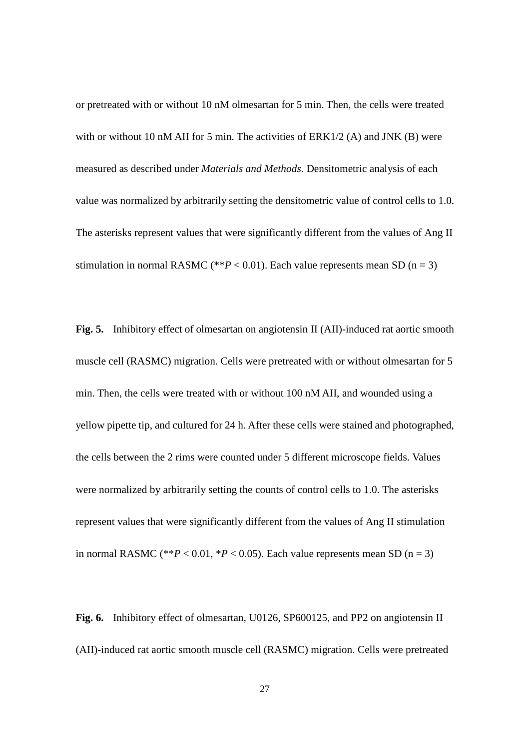or pretreated with or without 10 nM olmesartan for 5 min. Then, the cells were treated with or without 10 nM AII for 5 min. The activities of ERK1/2 (A) and JNK (B) were measured as described under *Materials and Methods*. Densitometric analysis of each value was normalized by arbitrarily setting the densitometric value of control cells to 1.0. The asterisks represent values that were significantly different from the values of Ang II stimulation in normal RASMC (\*\**P* < 0.01). Each value represents mean SD (n = 3)

**Fig. 5.** Inhibitory effect of olmesartan on angiotensin II (AII)-induced rat aortic smooth muscle cell (RASMC) migration. Cells were pretreated with or without olmesartan for 5 min. Then, the cells were treated with or without 100 nM AII, and wounded using a yellow pipette tip, and cultured for 24 h. After these cells were stained and photographed, the cells between the 2 rims were counted under 5 different microscope fields. Values were normalized by arbitrarily setting the counts of control cells to 1.0. The asterisks represent values that were significantly different from the values of Ang II stimulation in normal RASMC (\*\**P* < 0.01, \**P* < 0.05). Each value represents mean SD (n = 3)

**Fig. 6.** Inhibitory effect of olmesartan, U0126, SP600125, and PP2 on angiotensin II (AII)-induced rat aortic smooth muscle cell (RASMC) migration. Cells were pretreated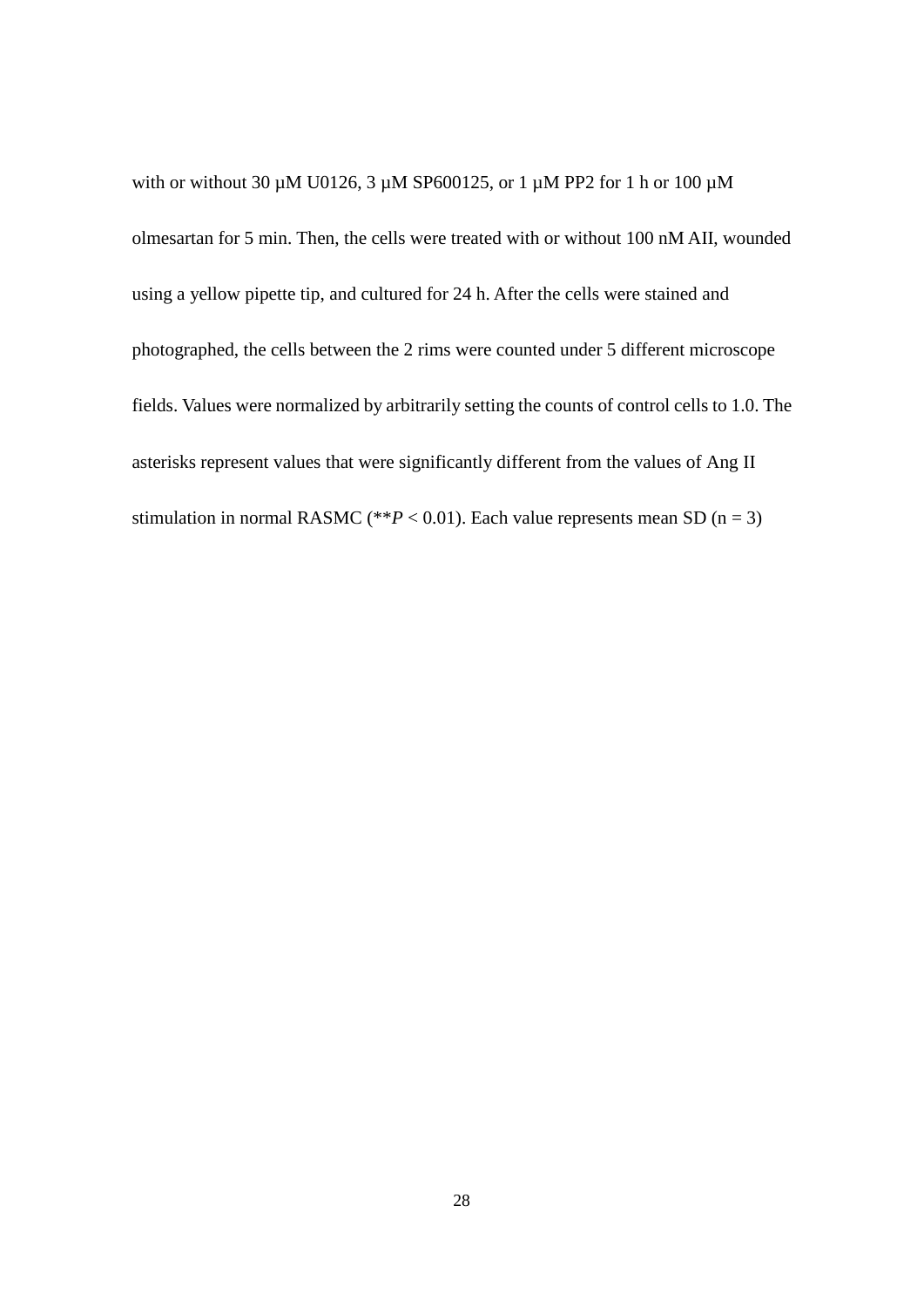with or without 30 μM U0126, 3 μM SP600125, or 1 μM PP2 for 1 h or 100 μM olmesartan for 5 min. Then, the cells were treated with or without 100 nM AII, wounded using a yellow pipette tip, and cultured for 24 h. After the cells were stained and photographed, the cells between the 2 rims were counted under 5 different microscope fields. Values were normalized by arbitrarily setting the counts of control cells to 1.0. The asterisks represent values that were significantly different from the values of Ang II stimulation in normal RASMC (**$P < 0.01$). Each value represents mean SD ($n = 3$)